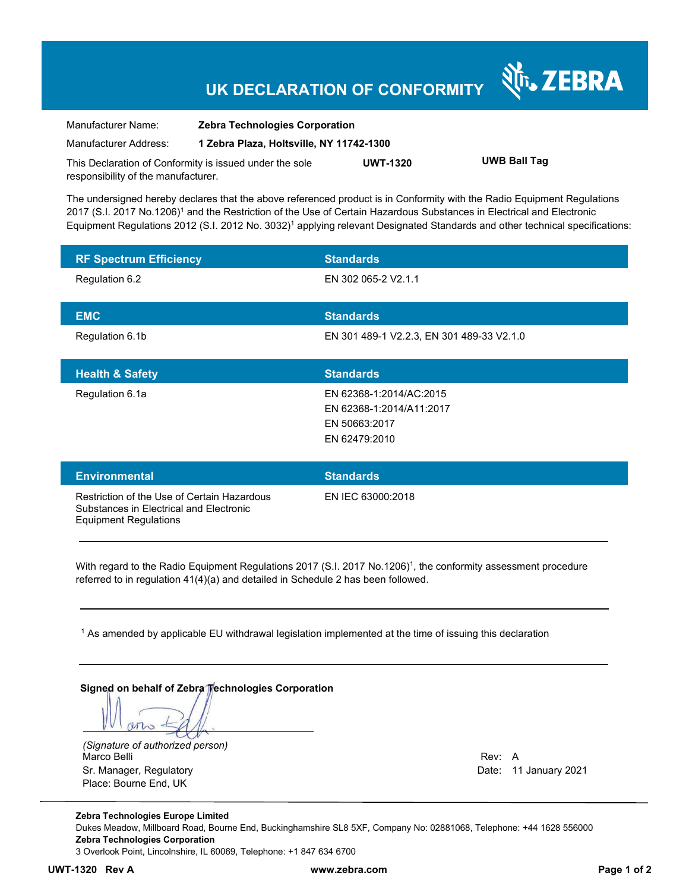# UK DECLARATION OF CONFORMITY

ZEBRA

| | |
|---|---|
| Manufacturer Name: | **Zebra Technologies Corporation** |
| Manufacturer Address: | **1 Zebra Plaza, Holtsville, NY 11742-1300** |

This Declaration of Conformity is issued under the sole responsibility of the manufacturer. **UWT-1320** **UWB Ball Tag**

The undersigned hereby declares that the above referenced product is in Conformity with the Radio Equipment Regulations 2017 (S.I. 2017 No.1206)[1] and the Restriction of the Use of Certain Hazardous Substances in Electrical and Electronic Equipment Regulations 2012 (S.I. 2012 No. 3032)[1] applying relevant Designated Standards and other technical specifications:

| RF Spectrum Efficiency | Standards |
|---|---|
| Regulation 6.2 | EN 302 065-2 V2.1.1 |

| EMC | Standards |
|---|---|
| Regulation 6.1b | EN 301 489-1 V2.2.3, EN 301 489-33 V2.1.0 |

| Health & Safety | Standards |
|---|---|
| Regulation 6.1a | EN 62368-1:2014/AC:2015<br>EN 62368-1:2014/A11:2017<br>EN 50663:2017<br>EN 62479:2010 |

| Environmental | Standards |
|---|---|
| Restriction of the Use of Certain Hazardous Substances in Electrical and Electronic Equipment Regulations | EN IEC 63000:2018 |

With regard to the Radio Equipment Regulations 2017 (S.I. 2017 No.1206)[1], the conformity assessment procedure referred to in regulation 41(4)(a) and detailed in Schedule 2 has been followed.

[1] As amended by applicable EU withdrawal legislation implemented at the time of issuing this declaration

**Signed on behalf of Zebra Technologies Corporation**

*(Signature of authorized person)*
Marco Belli
Sr. Manager, Regulatory
Place: Bourne End, UK

Rev: A
Date: 11 January 2021

**Zebra Technologies Europe Limited**
Dukes Meadow, Millboard Road, Bourne End, Buckinghamshire SL8 5XF, Company No: 02881068, Telephone: +44 1628 556000
**Zebra Technologies Corporation**
3 Overlook Point, Lincolnshire, IL 60069, Telephone: +1 847 634 6700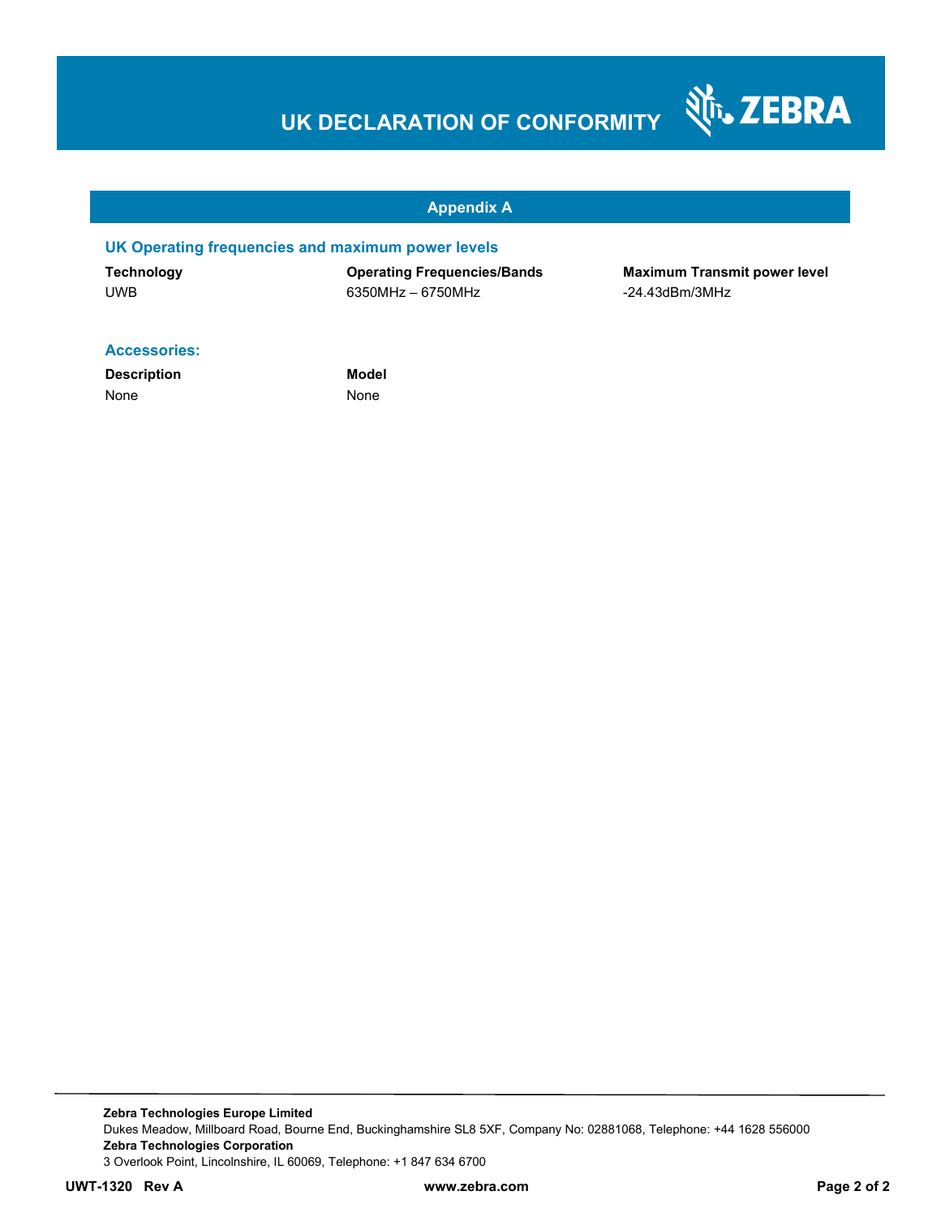# UK DECLARATION OF CONFORMITY

## Appendix A

### UK Operating frequencies and maximum power levels

| Technology | Operating Frequencies/Bands | Maximum Transmit power level |
|---|---|---|
| UWB | 6350MHz – 6750MHz | -24.43dBm/3MHz |

### Accessories:

| Description | Model |
|---|---|
| None | None |

**Zebra Technologies Europe Limited**
Dukes Meadow, Millboard Road, Bourne End, Buckinghamshire SL8 5XF, Company No: 02881068, Telephone: +44 1628 556000
**Zebra Technologies Corporation**
3 Overlook Point, Lincolnshire, IL 60069, Telephone: +1 847 634 6700

**UWT-1320 Rev A** **www.zebra.com**